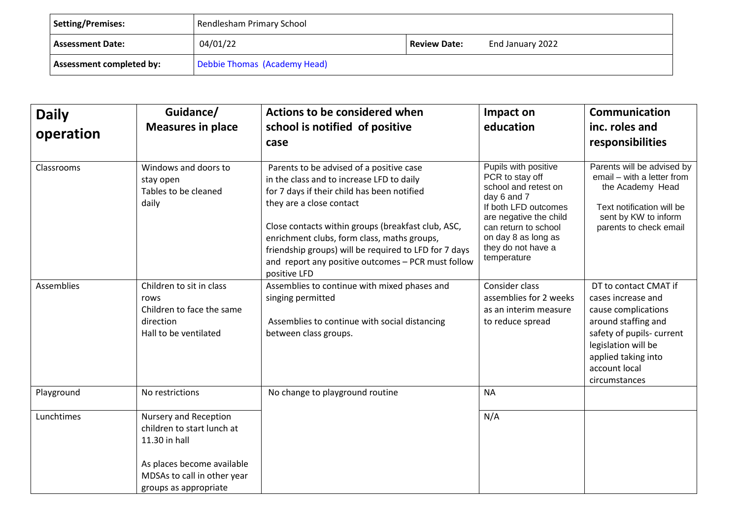| Setting/Premises: | Rendlesham Primary School | | |
|---|---|---|---|
| Assessment Date: | 04/01/22 | Review Date: | End January 2022 |
| Assessment completed by: | Debbie Thomas (Academy Head) | | |

| Daily operation | Guidance/ Measures in place | Actions to be considered when school is notified of positive case | Impact on education | Communication inc. roles and responsibilities |
|---|---|---|---|---|
| Classrooms | Windows and doors to stay open<br>Tables to be cleaned daily | Parents to be advised of a positive case in the class and to increase LFD to daily for 7 days if their child has been notified they are a close contact<br><br>Close contacts within groups (breakfast club, ASC, enrichment clubs, form class, maths groups, friendship groups) will be required to LFD for 7 days and report any positive outcomes – PCR must follow positive LFD | Pupils with positive PCR to stay off school and retest on day 6 and 7<br>If both LFD outcomes are negative the child can return to school on day 8 as long as they do not have a temperature | Parents will be advised by email – with a letter from the Academy Head<br><br>Text notification will be sent by KW to inform parents to check email |
| Assemblies | Children to sit in class rows<br>Children to face the same direction<br>Hall to be ventilated | Assemblies to continue with mixed phases and singing permitted<br><br>Assemblies to continue with social distancing between class groups. | Consider class assemblies for 2 weeks as an interim measure to reduce spread | DT to contact CMAT if cases increase and cause complications around staffing and safety of pupils- current legislation will be applied taking into account local circumstances |
| Playground | No restrictions | No change to playground routine | NA | |
| Lunchtimes | Nursery and Reception children to start lunch at 11.30 in hall<br><br>As places become available MDSAs to call in other year groups as appropriate | | N/A | |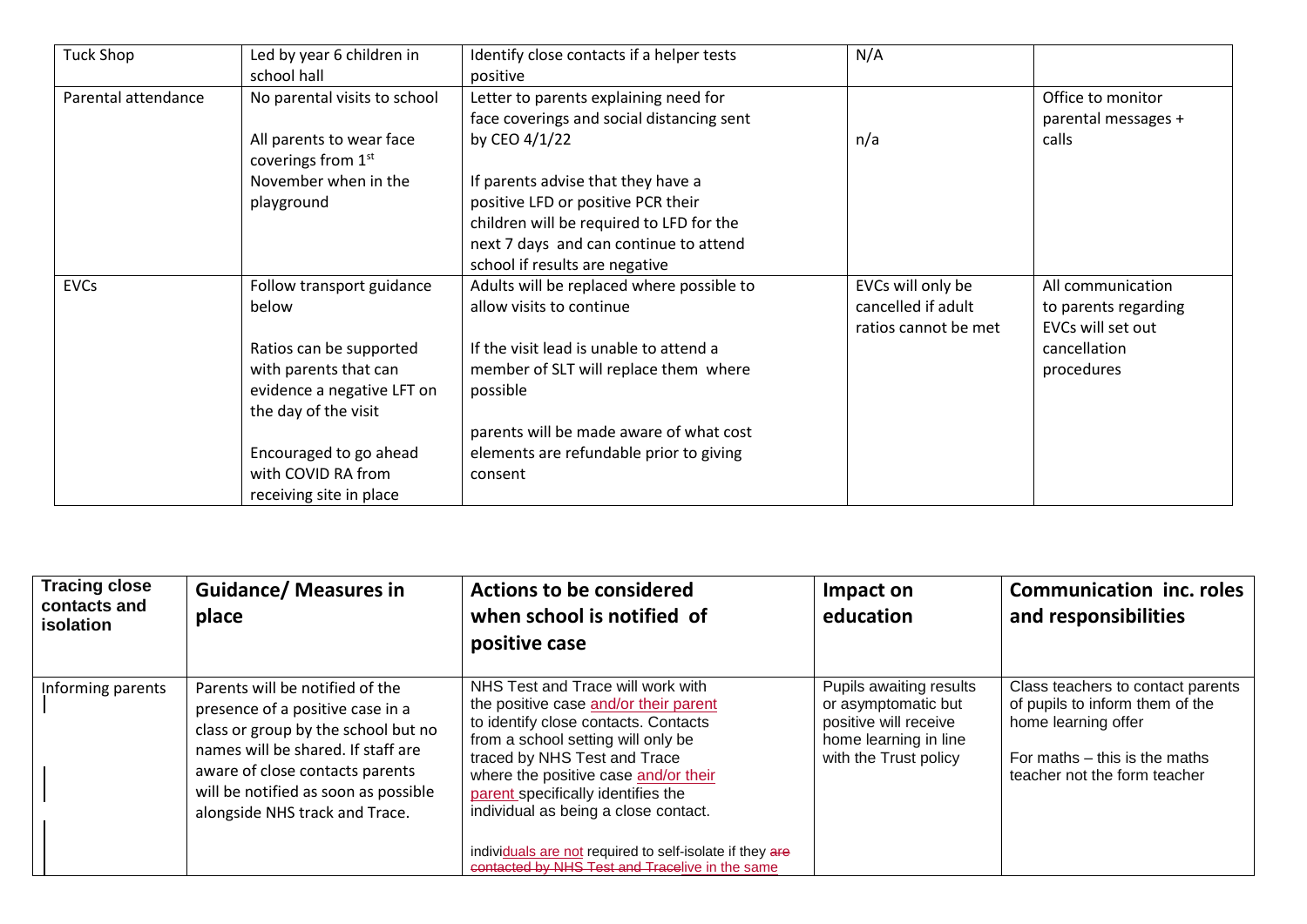| Tuck Shop | Led by year 6 children in school hall | Identify close contacts if a helper tests positive | N/A | |
|---|---|---|---|---|
| Parental attendance | No parental visits to school<br><br>All parents to wear face coverings from 1st November when in the playground | Letter to parents explaining need for face coverings and social distancing sent by CEO 4/1/22<br><br>If parents advise that they have a positive LFD or positive PCR their children will be required to LFD for the next 7 days and can continue to attend school if results are negative | n/a | Office to monitor parental messages + calls |
| EVCs | Follow transport guidance below<br><br>Ratios can be supported with parents that can evidence a negative LFT on the day of the visit<br><br>Encouraged to go ahead with COVID RA from receiving site in place | Adults will be replaced where possible to allow visits to continue<br><br>If the visit lead is unable to attend a member of SLT will replace them where possible<br><br>parents will be made aware of what cost elements are refundable prior to giving consent | EVCs will only be cancelled if adult ratios cannot be met | All communication to parents regarding EVCs will set out cancellation procedures |

| Tracing close contacts and isolation | Guidance/ Measures in place | Actions to be considered when school is notified of positive case | Impact on education | Communication inc. roles and responsibilities |
|---|---|---|---|---|
| Informing parents | Parents will be notified of the presence of a positive case in a class or group by the school but no names will be shared. If staff are aware of close contacts parents will be notified as soon as possible alongside NHS track and Trace. | NHS Test and Trace will work with the positive case and/or their parent to identify close contacts. Contacts from a school setting will only be traced by NHS Test and Trace where the positive case and/or their parent specifically identifies the individual as being a close contact.<br><br>individuals are not required to self-isolate if they ~~are contacted by NHS Test and Trace~~live in the same | Pupils awaiting results or asymptomatic but positive will receive home learning in line with the Trust policy | Class teachers to contact parents of pupils to inform them of the home learning offer<br><br>For maths – this is the maths teacher not the form teacher |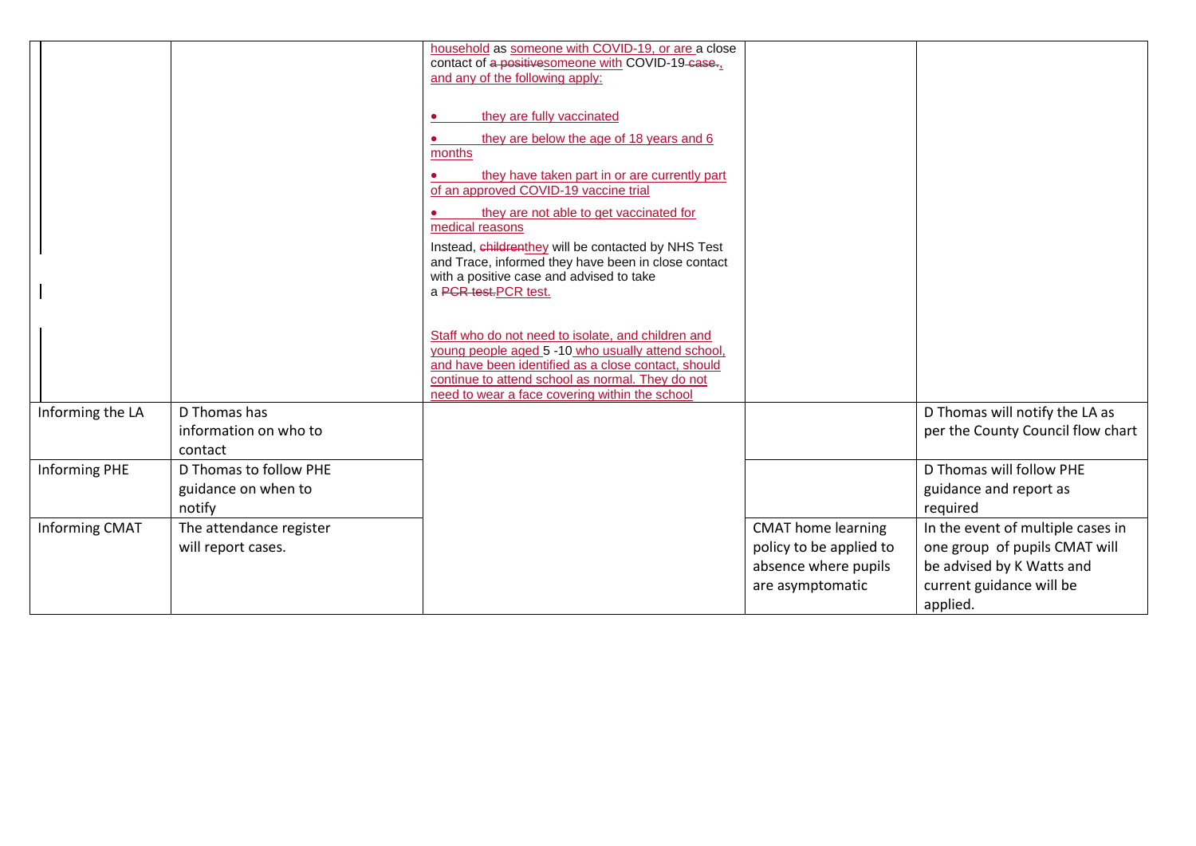|  |  |  |  |  |
|---|---|---|---|---|
|  |  | household as someone with COVID-19, or are a close contact of ~~a positive~~someone with COVID-19 ~~case.~~, and any of the following apply:<br><br>• they are fully vaccinated<br>• they are below the age of 18 years and 6 months<br>• they have taken part in or are currently part of an approved COVID-19 vaccine trial<br>• they are not able to get vaccinated for medical reasons<br><br>Instead, ~~children~~they will be contacted by NHS Test and Trace, informed they have been in close contact with a positive case and advised to take a ~~PCR test.~~PCR test.<br><br>Staff who do not need to isolate, and children and young people aged 5 -10 who usually attend school, and have been identified as a close contact, should continue to attend school as normal. They do not need to wear a face covering within the school |  |  |
| Informing the LA | D Thomas has information on who to contact |  |  | D Thomas will notify the LA as per the County Council flow chart |
| Informing PHE | D Thomas to follow PHE guidance on when to notify |  |  | D Thomas will follow PHE guidance and report as required |
| Informing CMAT | The attendance register will report cases. |  | CMAT home learning policy to be applied to absence where pupils are asymptomatic | In the event of multiple cases in one group of pupils CMAT will be advised by K Watts and current guidance will be applied. |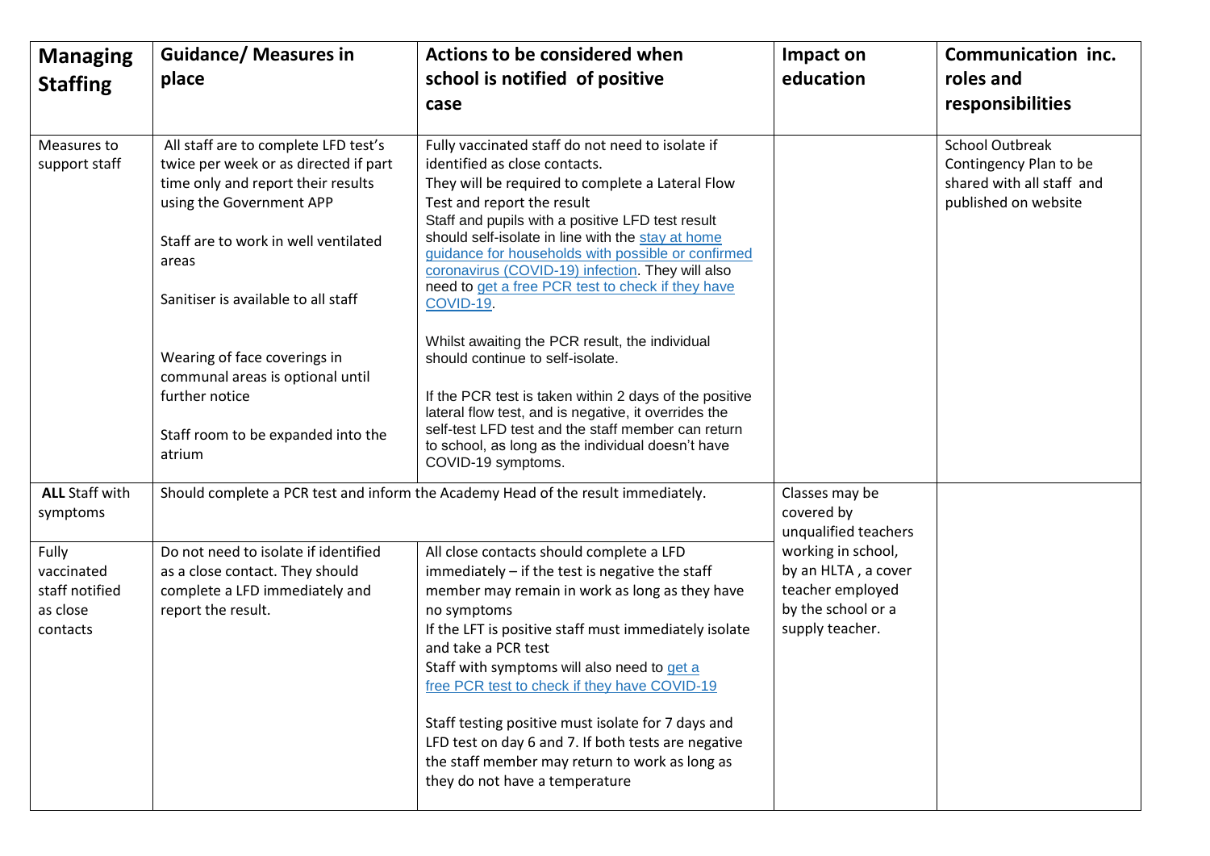| **Managing Staffing** | **Guidance/ Measures in place** | **Actions to be considered when school is notified of positive case** | **Impact on education** | **Communication inc. roles and responsibilities** |
|---|---|---|---|---|
| Measures to support staff | All staff are to complete LFD test's twice per week or as directed if part time only and report their results using the Government APP<br><br>Staff are to work in well ventilated areas<br><br>Sanitiser is available to all staff<br><br>Wearing of face coverings in communal areas is optional until further notice<br><br>Staff room to be expanded into the atrium | Fully vaccinated staff do not need to isolate if identified as close contacts.<br>They will be required to complete a Lateral Flow Test and report the result<br>Staff and pupils with a positive LFD test result should self-isolate in line with the stay at home guidance for households with possible or confirmed coronavirus (COVID-19) infection. They will also need to get a free PCR test to check if they have COVID-19.<br><br>Whilst awaiting the PCR result, the individual should continue to self-isolate.<br><br>If the PCR test is taken within 2 days of the positive lateral flow test, and is negative, it overrides the self-test LFD test and the staff member can return to school, as long as the individual doesn't have COVID-19 symptoms. | | School Outbreak Contingency Plan to be shared with all staff and published on website |
| **ALL** Staff with symptoms | Should complete a PCR test and inform the Academy Head of the result immediately. | | Classes may be covered by unqualified teachers working in school, by an HLTA, a cover teacher employed by the school or a supply teacher. | |
| Fully vaccinated staff notified as close contacts | Do not need to isolate if identified as a close contact. They should complete a LFD immediately and report the result. | All close contacts should complete a LFD immediately – if the test is negative the staff member may remain in work as long as they have no symptoms<br>If the LFT is positive staff must immediately isolate and take a PCR test<br>Staff with symptoms will also need to get a free PCR test to check if they have COVID-19<br><br>Staff testing positive must isolate for 7 days and LFD test on day 6 and 7. If both tests are negative the staff member may return to work as long as they do not have a temperature | | |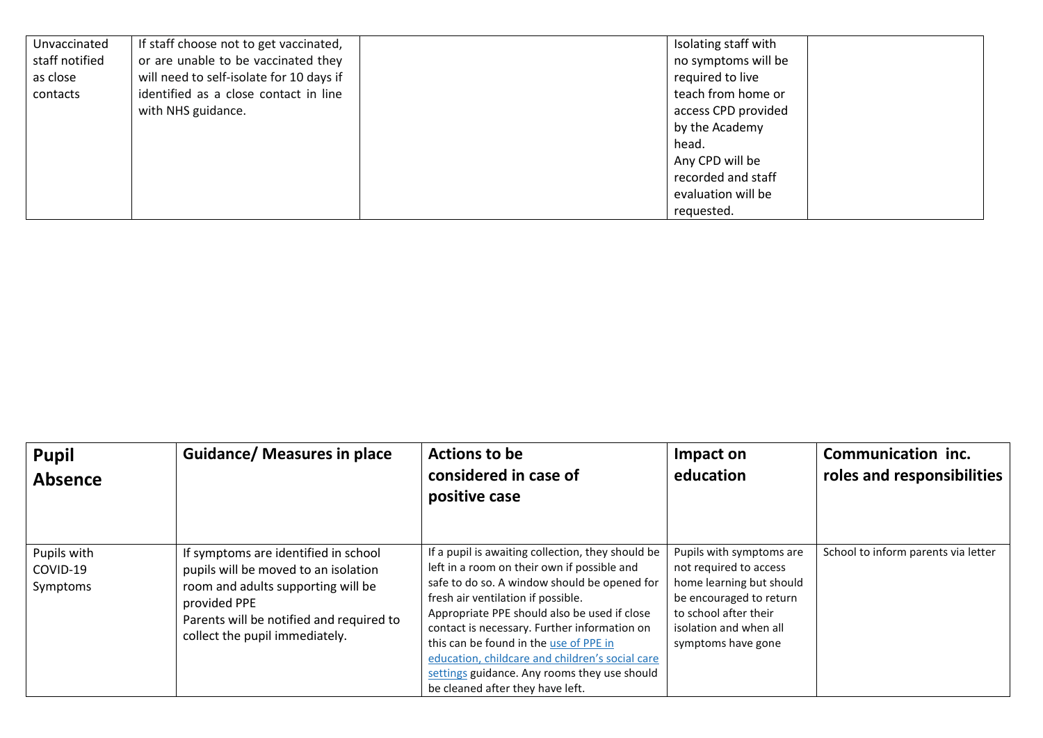| | | | | |
|---|---|---|---|---|
| Unvaccinated staff notified as close contacts | If staff choose not to get vaccinated, or are unable to be vaccinated they will need to self-isolate for 10 days if identified as a close contact in line with NHS guidance. | | Isolating staff with no symptoms will be required to live teach from home or access CPD provided by the Academy head.<br>Any CPD will be recorded and staff evaluation will be requested. | |

| **Pupil Absence** | **Guidance/ Measures in place** | **Actions to be considered in case of positive case** | **Impact on education** | **Communication inc. roles and responsibilities** |
|---|---|---|---|---|
| Pupils with COVID-19 Symptoms | If symptoms are identified in school pupils will be moved to an isolation room and adults supporting will be provided PPE<br>Parents will be notified and required to collect the pupil immediately. | If a pupil is awaiting collection, they should be left in a room on their own if possible and safe to do so. A window should be opened for fresh air ventilation if possible.<br>Appropriate PPE should also be used if close contact is necessary. Further information on this can be found in the use of PPE in education, childcare and children's social care settings guidance. Any rooms they use should be cleaned after they have left. | Pupils with symptoms are not required to access home learning but should be encouraged to return to school after their isolation and when all symptoms have gone | School to inform parents via letter |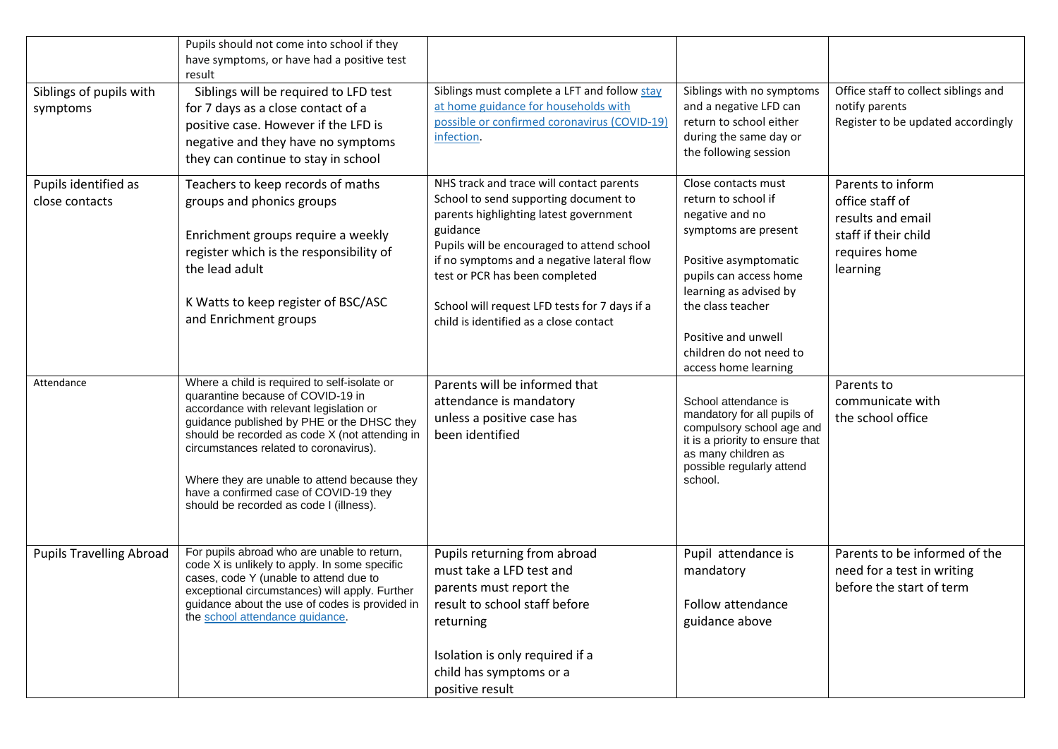| | | | | |
|---|---|---|---|---|
| | Pupils should not come into school if they have symptoms, or have had a positive test result | | | |
| Siblings of pupils with symptoms | Siblings will be required to LFD test for 7 days as a close contact of a positive case. However if the LFD is negative and they have no symptoms they can continue to stay in school | Siblings must complete a LFT and follow [stay at home guidance for households with possible or confirmed coronavirus (COVID-19) infection]. | Siblings with no symptoms and a negative LFD can return to school either during the same day or the following session | Office staff to collect siblings and notify parents<br>Register to be updated accordingly |
| Pupils identified as close contacts | Teachers to keep records of maths groups and phonics groups<br><br>Enrichment groups require a weekly register which is the responsibility of the lead adult<br><br>K Watts to keep register of BSC/ASC and Enrichment groups | NHS track and trace will contact parents<br>School to send supporting document to parents highlighting latest government guidance<br>Pupils will be encouraged to attend school if no symptoms and a negative lateral flow test or PCR has been completed<br><br>School will request LFD tests for 7 days if a child is identified as a close contact | Close contacts must return to school if negative and no symptoms are present<br><br>Positive asymptomatic pupils can access home learning as advised by the class teacher<br><br>Positive and unwell children do not need to access home learning | Parents to inform office staff of results and email staff if their child requires home learning |
| Attendance | Where a child is required to self-isolate or quarantine because of COVID-19 in accordance with relevant legislation or guidance published by PHE or the DHSC they should be recorded as code X (not attending in circumstances related to coronavirus).<br><br>Where they are unable to attend because they have a confirmed case of COVID-19 they should be recorded as code I (illness). | Parents will be informed that attendance is mandatory unless a positive case has been identified | School attendance is mandatory for all pupils of compulsory school age and it is a priority to ensure that as many children as possible regularly attend school. | Parents to communicate with the school office |
| Pupils Travelling Abroad | For pupils abroad who are unable to return, code X is unlikely to apply. In some specific cases, code Y (unable to attend due to exceptional circumstances) will apply. Further guidance about the use of codes is provided in the [school attendance guidance]. | Pupils returning from abroad must take a LFD test and parents must report the result to school staff before returning<br><br>Isolation is only required if a child has symptoms or a positive result | Pupil attendance is mandatory<br><br>Follow attendance guidance above | Parents to be informed of the need for a test in writing before the start of term |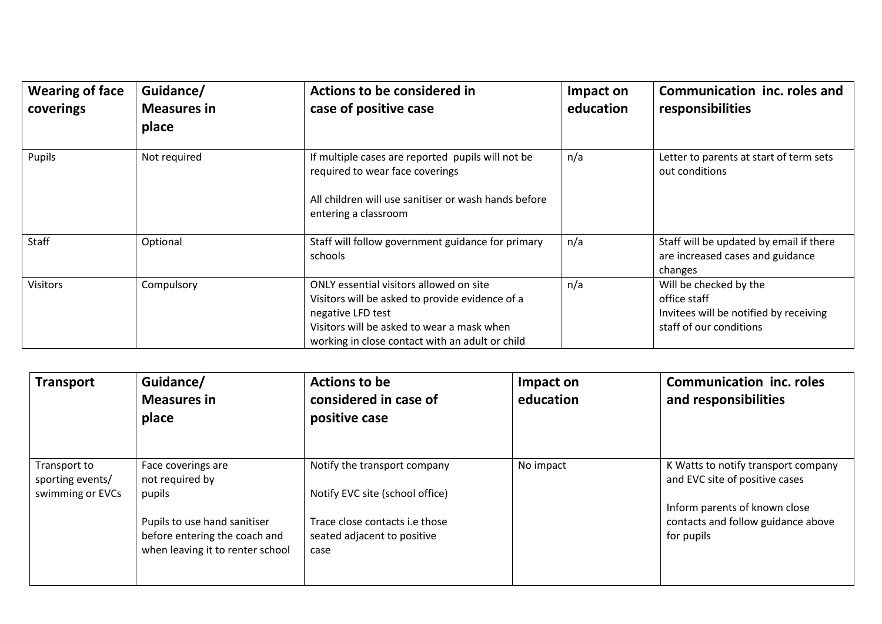| Wearing of face coverings | Guidance/ Measures in place | Actions to be considered in case of positive case | Impact on education | Communication inc. roles and responsibilities |
|---|---|---|---|---|
| Pupils | Not required | If multiple cases are reported pupils will not be required to wear face coverings<br><br>All children will use sanitiser or wash hands before entering a classroom | n/a | Letter to parents at start of term sets out conditions |
| Staff | Optional | Staff will follow government guidance for primary schools | n/a | Staff will be updated by email if there are increased cases and guidance changes |
| Visitors | Compulsory | ONLY essential visitors allowed on site<br>Visitors will be asked to provide evidence of a negative LFD test<br>Visitors will be asked to wear a mask when working in close contact with an adult or child | n/a | Will be checked by the office staff<br>Invitees will be notified by receiving staff of our conditions |

| Transport | Guidance/ Measures in place | Actions to be considered in case of positive case | Impact on education | Communication inc. roles and responsibilities |
|---|---|---|---|---|
| Transport to sporting events/ swimming or EVCs | Face coverings are not required by pupils<br><br>Pupils to use hand sanitiser before entering the coach and when leaving it to renter school | Notify the transport company<br><br>Notify EVC site (school office)<br><br>Trace close contacts i.e those seated adjacent to positive case | No impact | K Watts to notify transport company and EVC site of positive cases<br><br>Inform parents of known close contacts and follow guidance above for pupils |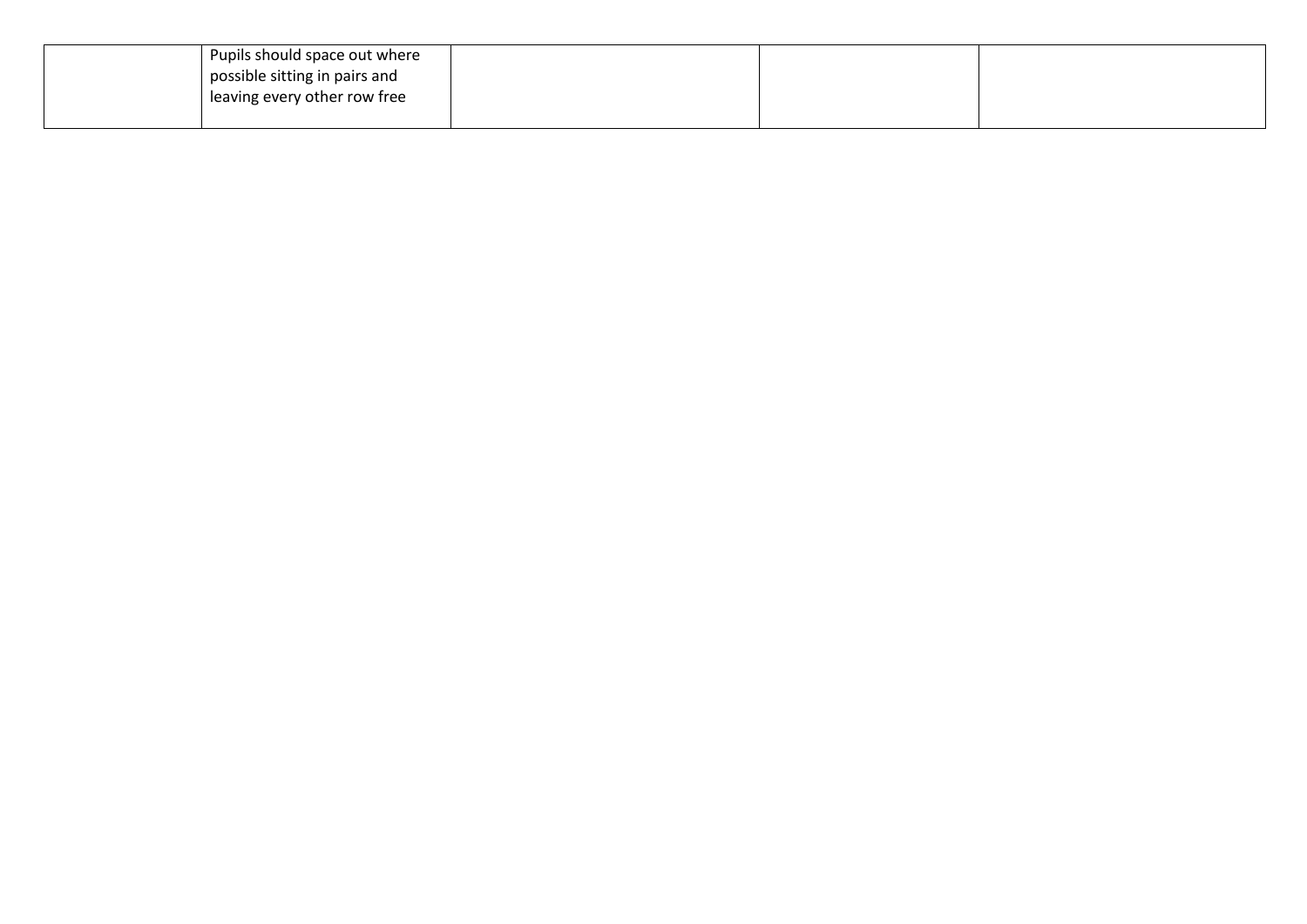| | | | | |
|---|---|---|---|---|
| | Pupils should space out where possible sitting in pairs and leaving every other row free | | | |